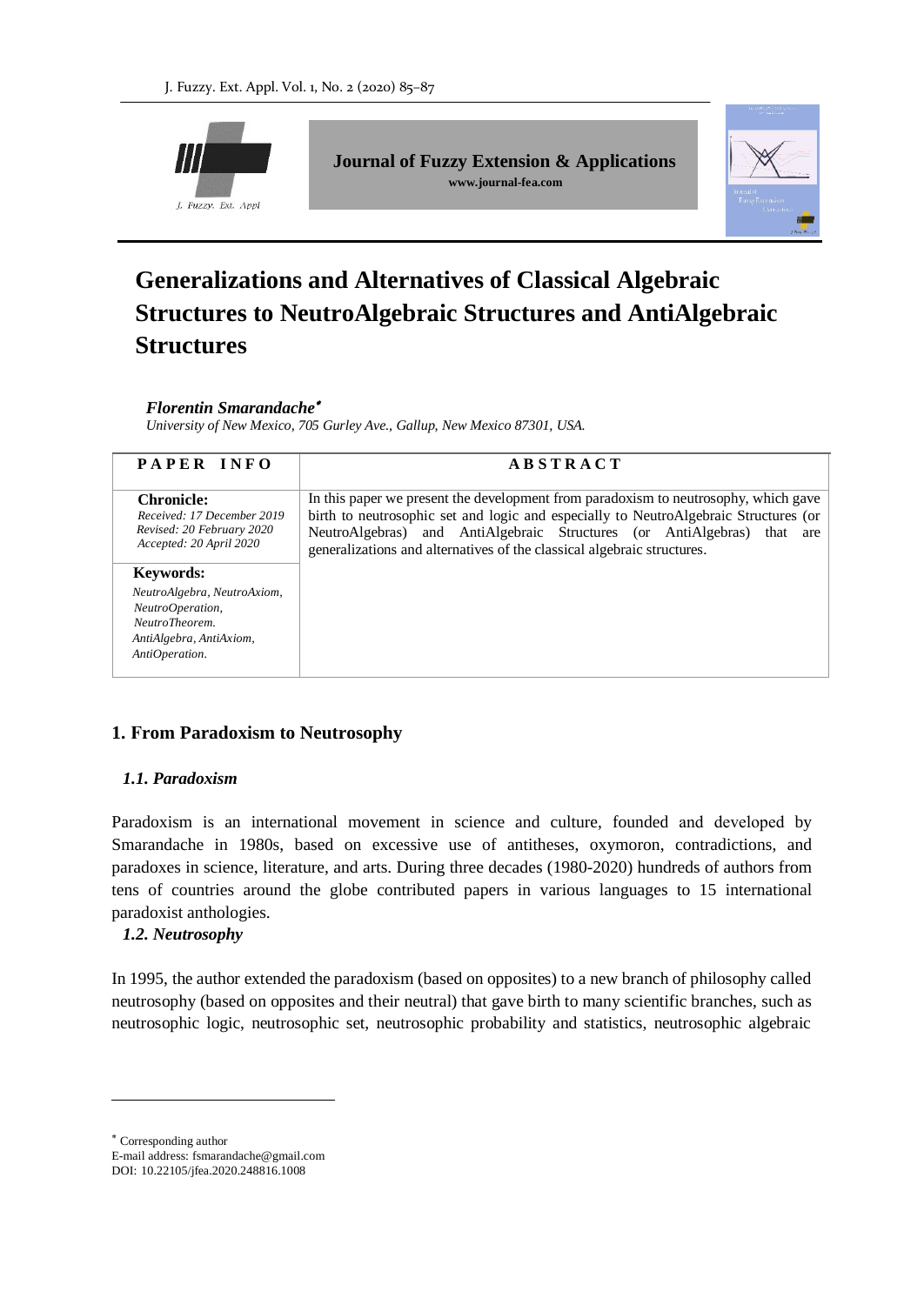# Generalizations and Alternatives of Classical Algebraic Structures to NeutroAlgebraic Structures and AntiAlgebraic Structures

***Florentin Smarandache*** *

*University of New Mexico, 705 Gurley Ave., Gallup, New Mexico 87301, USA.*

| PAPER INFO | ABSTRACT |
|---|---|
| **Chronicle:**<br>*Received: 17 December 2019*<br>*Revised: 20 February 2020*<br>*Accepted: 20 April 2020* | In this paper we present the development from paradoxism to neutrosophy, which gave birth to neutrosophic set and logic and especially to NeutroAlgebraic Structures (or NeutroAlgebras) and AntiAlgebraic Structures (or AntiAlgebras) that are generalizations and alternatives of the classical algebraic structures. |
| **Keywords:**<br>*NeutroAlgebra, NeutroAxiom, NeutroOperation, NeutroTheorem. AntiAlgebra, AntiAxiom, AntiOperation.* | |

## 1. From Paradoxism to Neutrosophy

### *1.1. Paradoxism*

Paradoxism is an international movement in science and culture, founded and developed by Smarandache in 1980s, based on excessive use of antitheses, oxymoron, contradictions, and paradoxes in science, literature, and arts. During three decades (1980-2020) hundreds of authors from tens of countries around the globe contributed papers in various languages to 15 international paradoxist anthologies.

### *1.2. Neutrosophy*

In 1995, the author extended the paradoxism (based on opposites) to a new branch of philosophy called neutrosophy (based on opposites and their neutral) that gave birth to many scientific branches, such as neutrosophic logic, neutrosophic set, neutrosophic probability and statistics, neutrosophic algebraic

---

\* Corresponding author

E-mail address: fsmarandache@gmail.com

DOI: 10.22105/jfea.2020.248816.1008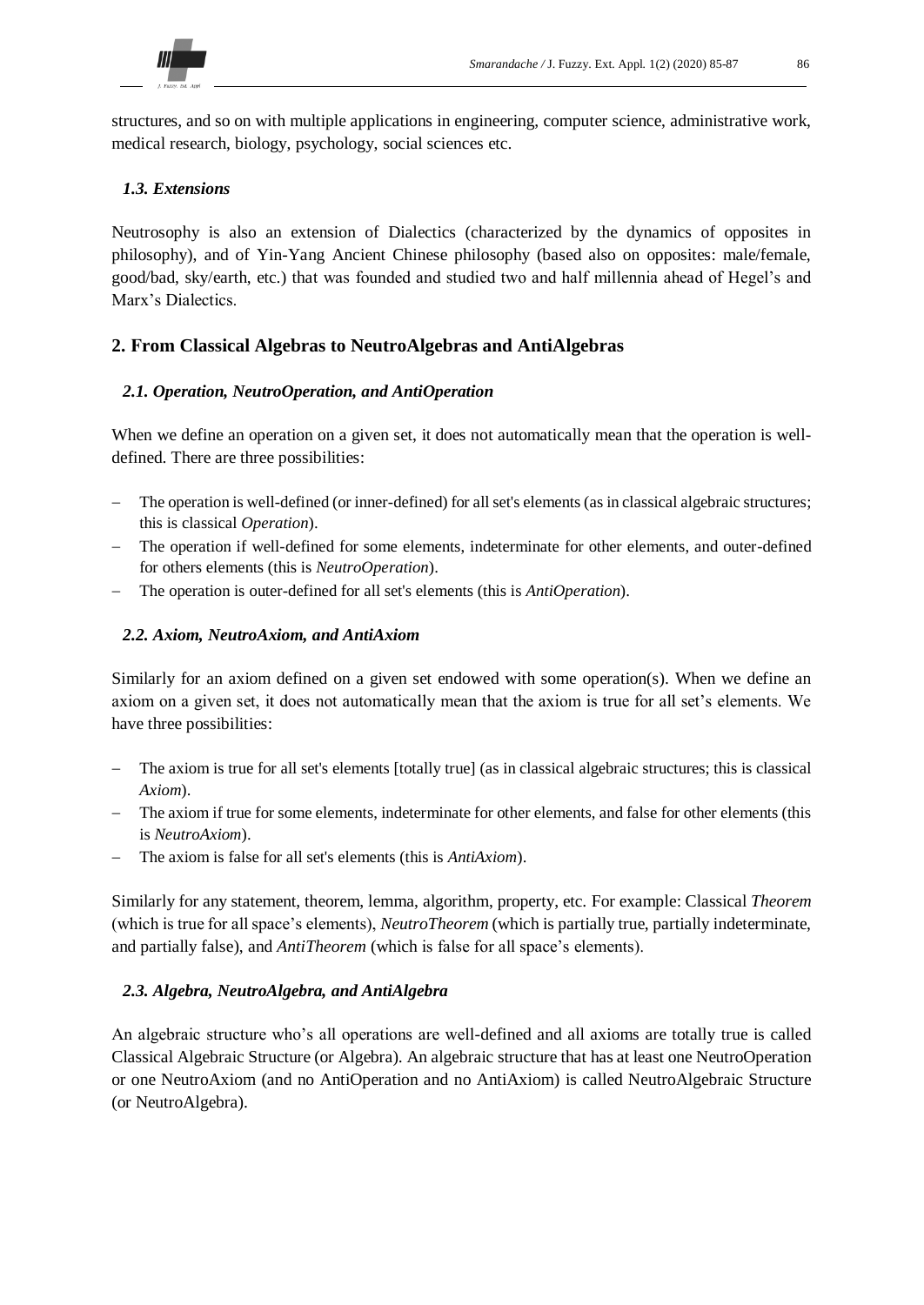structures, and so on with multiple applications in engineering, computer science, administrative work, medical research, biology, psychology, social sciences etc.

### *1.3. Extensions*

Neutrosophy is also an extension of Dialectics (characterized by the dynamics of opposites in philosophy), and of Yin-Yang Ancient Chinese philosophy (based also on opposites: male/female, good/bad, sky/earth, etc.) that was founded and studied two and half millennia ahead of Hegel's and Marx's Dialectics.

## 2. From Classical Algebras to NeutroAlgebras and AntiAlgebras

### *2.1. Operation, NeutroOperation, and AntiOperation*

When we define an operation on a given set, it does not automatically mean that the operation is well-defined. There are three possibilities:

- The operation is well-defined (or inner-defined) for all set's elements (as in classical algebraic structures; this is classical *Operation*).
- The operation if well-defined for some elements, indeterminate for other elements, and outer-defined for others elements (this is *NeutroOperation*).
- The operation is outer-defined for all set's elements (this is *AntiOperation*).

### *2.2. Axiom, NeutroAxiom, and AntiAxiom*

Similarly for an axiom defined on a given set endowed with some operation(s). When we define an axiom on a given set, it does not automatically mean that the axiom is true for all set's elements. We have three possibilities:

- The axiom is true for all set's elements [totally true] (as in classical algebraic structures; this is classical *Axiom*).
- The axiom if true for some elements, indeterminate for other elements, and false for other elements (this is *NeutroAxiom*).
- The axiom is false for all set's elements (this is *AntiAxiom*).

Similarly for any statement, theorem, lemma, algorithm, property, etc. For example: Classical *Theorem* (which is true for all space's elements), *NeutroTheorem* (which is partially true, partially indeterminate, and partially false), and *AntiTheorem* (which is false for all space's elements).

### *2.3. Algebra, NeutroAlgebra, and AntiAlgebra*

An algebraic structure who's all operations are well-defined and all axioms are totally true is called Classical Algebraic Structure (or Algebra). An algebraic structure that has at least one NeutroOperation or one NeutroAxiom (and no AntiOperation and no AntiAxiom) is called NeutroAlgebraic Structure (or NeutroAlgebra).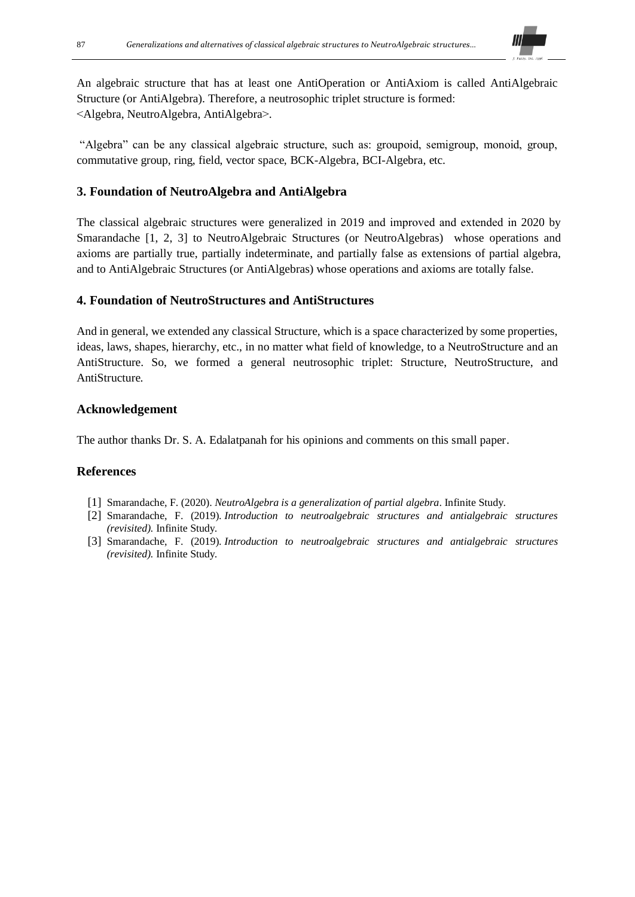An algebraic structure that has at least one AntiOperation or AntiAxiom is called AntiAlgebraic Structure (or AntiAlgebra). Therefore, a neutrosophic triplet structure is formed:
<Algebra, NeutroAlgebra, AntiAlgebra>.

"Algebra" can be any classical algebraic structure, such as: groupoid, semigroup, monoid, group, commutative group, ring, field, vector space, BCK-Algebra, BCI-Algebra, etc.

## 3. Foundation of NeutroAlgebra and AntiAlgebra

The classical algebraic structures were generalized in 2019 and improved and extended in 2020 by Smarandache [1, 2, 3] to NeutroAlgebraic Structures (or NeutroAlgebras) whose operations and axioms are partially true, partially indeterminate, and partially false as extensions of partial algebra, and to AntiAlgebraic Structures (or AntiAlgebras) whose operations and axioms are totally false.

## 4. Foundation of NeutroStructures and AntiStructures

And in general, we extended any classical Structure, which is a space characterized by some properties, ideas, laws, shapes, hierarchy, etc., in no matter what field of knowledge, to a NeutroStructure and an AntiStructure. So, we formed a general neutrosophic triplet: Structure, NeutroStructure, and AntiStructure.

## Acknowledgement

The author thanks Dr. S. A. Edalatpanah for his opinions and comments on this small paper.

## References

[1] Smarandache, F. (2020). *NeutroAlgebra is a generalization of partial algebra*. Infinite Study.

[2] Smarandache, F. (2019). *Introduction to neutroalgebraic structures and antialgebraic structures (revisited).* Infinite Study.

[3] Smarandache, F. (2019). *Introduction to neutroalgebraic structures and antialgebraic structures (revisited).* Infinite Study.